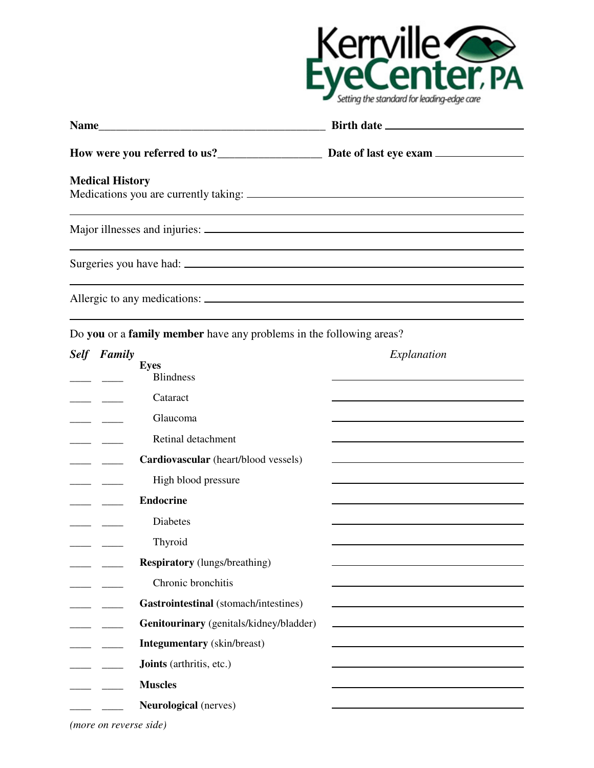Kerrville EyeCenter, PA
Setting the standard for leading-edge care

**Name**________________________________________ **Birth date** ______________________

**How were you referred to us?**__________________ **Date of last eye exam** ______________

**Medical History**

Medications you are currently taking: ____________________________________________

_______________________________________________________________________

Major illnesses and injuries: ____________________________________________________

_______________________________________________________________________

Surgeries you have had: _______________________________________________________

_______________________________________________________________________

Allergic to any medications: ____________________________________________________

_______________________________________________________________________

Do **you** or a **family member** have any problems in the following areas?

| ***Self*** | ***Family*** | | *Explanation* |
|---|---|---|---|
| | | **Eyes** | |
| ____ | ____ | Blindness | ____________ |
| ____ | ____ | Cataract | ____________ |
| ____ | ____ | Glaucoma | ____________ |
| ____ | ____ | Retinal detachment | ____________ |
| ____ | ____ | **Cardiovascular** (heart/blood vessels) | ____________ |
| ____ | ____ | High blood pressure | ____________ |
| ____ | ____ | **Endocrine** | ____________ |
| ____ | ____ | Diabetes | ____________ |
| ____ | ____ | Thyroid | ____________ |
| ____ | ____ | **Respiratory** (lungs/breathing) | ____________ |
| ____ | ____ | Chronic bronchitis | ____________ |
| ____ | ____ | **Gastrointestinal** (stomach/intestines) | ____________ |
| ____ | ____ | **Genitourinary** (genitals/kidney/bladder) | ____________ |
| ____ | ____ | **Integumentary** (skin/breast) | ____________ |
| ____ | ____ | **Joints** (arthritis, etc.) | ____________ |
| ____ | ____ | **Muscles** | ____________ |
| ____ | ____ | **Neurological** (nerves) | ____________ |

*(more on reverse side)*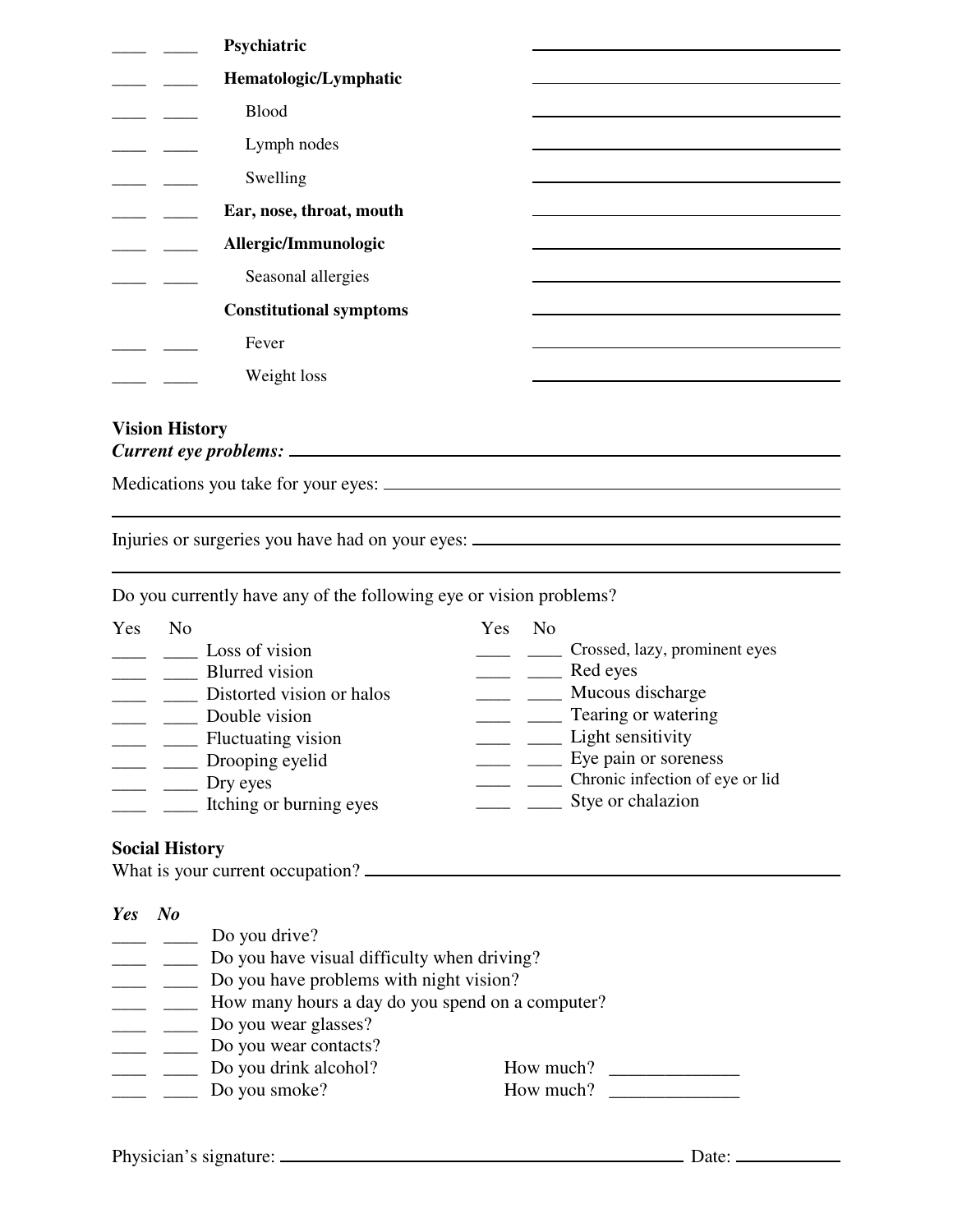| | | | |
|---|---|---|---|
| ____ | ____ | **Psychiatric** | ____________ |
| ____ | ____ | **Hematologic/Lymphatic** | ____________ |
| ____ | ____ | Blood | ____________ |
| ____ | ____ | Lymph nodes | ____________ |
| ____ | ____ | Swelling | ____________ |
| ____ | ____ | **Ear, nose, throat, mouth** | ____________ |
| ____ | ____ | **Allergic/Immunologic** | ____________ |
| ____ | ____ | Seasonal allergies | ____________ |
| | | **Constitutional symptoms** | ____________ |
| ____ | ____ | Fever | ____________ |
| ____ | ____ | Weight loss | ____________ |

## Vision History

***Current eye problems:*** ____________

Medications you take for your eyes: ____________

____________

Injuries or surgeries you have had on your eyes: ____________

____________

Do you currently have any of the following eye or vision problems?

| Yes | No | | Yes | No | |
|---|---|---|---|---|---|
| ____ | ____ | Loss of vision | ____ | ____ | Crossed, lazy, prominent eyes |
| ____ | ____ | Blurred vision | ____ | ____ | Red eyes |
| ____ | ____ | Distorted vision or halos | ____ | ____ | Mucous discharge |
| ____ | ____ | Double vision | ____ | ____ | Tearing or watering |
| ____ | ____ | Fluctuating vision | ____ | ____ | Light sensitivity |
| ____ | ____ | Drooping eyelid | ____ | ____ | Eye pain or soreness |
| ____ | ____ | Dry eyes | ____ | ____ | Chronic infection of eye or lid |
| ____ | ____ | Itching or burning eyes | ____ | ____ | Stye or chalazion |

## Social History

What is your current occupation? ____________

| *Yes* | *No* | | |
|---|---|---|---|
| ____ | ____ | Do you drive? | |
| ____ | ____ | Do you have visual difficulty when driving? | |
| ____ | ____ | Do you have problems with night vision? | |
| ____ | ____ | How many hours a day do you spend on a computer? | |
| ____ | ____ | Do you wear glasses? | |
| ____ | ____ | Do you wear contacts? | |
| ____ | ____ | Do you drink alcohol? | How much? ______________ |
| ____ | ____ | Do you smoke? | How much? ______________ |

Physician's signature: ____________ Date: ____________